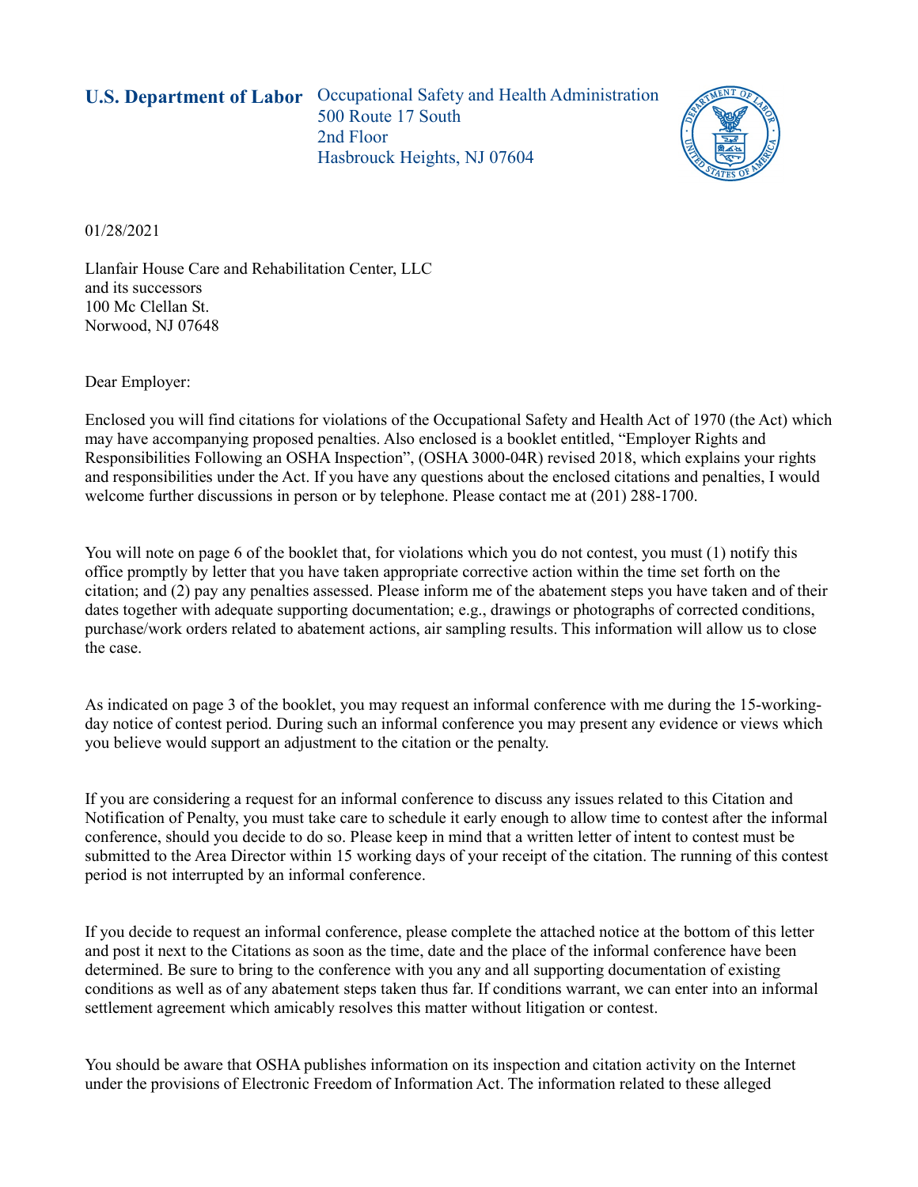**U.S. Department of Labor** Occupational Safety and Health Administration
500 Route 17 South
2nd Floor
Hasbrouck Heights, NJ 07604

01/28/2021

Llanfair House Care and Rehabilitation Center, LLC
and its successors
100 Mc Clellan St.
Norwood, NJ 07648

Dear Employer:

Enclosed you will find citations for violations of the Occupational Safety and Health Act of 1970 (the Act) which may have accompanying proposed penalties. Also enclosed is a booklet entitled, "Employer Rights and Responsibilities Following an OSHA Inspection", (OSHA 3000-04R) revised 2018, which explains your rights and responsibilities under the Act. If you have any questions about the enclosed citations and penalties, I would welcome further discussions in person or by telephone. Please contact me at (201) 288-1700.

You will note on page 6 of the booklet that, for violations which you do not contest, you must (1) notify this office promptly by letter that you have taken appropriate corrective action within the time set forth on the citation; and (2) pay any penalties assessed. Please inform me of the abatement steps you have taken and of their dates together with adequate supporting documentation; e.g., drawings or photographs of corrected conditions, purchase/work orders related to abatement actions, air sampling results. This information will allow us to close the case.

As indicated on page 3 of the booklet, you may request an informal conference with me during the 15-working-day notice of contest period. During such an informal conference you may present any evidence or views which you believe would support an adjustment to the citation or the penalty.

If you are considering a request for an informal conference to discuss any issues related to this Citation and Notification of Penalty, you must take care to schedule it early enough to allow time to contest after the informal conference, should you decide to do so. Please keep in mind that a written letter of intent to contest must be submitted to the Area Director within 15 working days of your receipt of the citation. The running of this contest period is not interrupted by an informal conference.

If you decide to request an informal conference, please complete the attached notice at the bottom of this letter and post it next to the Citations as soon as the time, date and the place of the informal conference have been determined. Be sure to bring to the conference with you any and all supporting documentation of existing conditions as well as of any abatement steps taken thus far. If conditions warrant, we can enter into an informal settlement agreement which amicably resolves this matter without litigation or contest.

You should be aware that OSHA publishes information on its inspection and citation activity on the Internet under the provisions of Electronic Freedom of Information Act. The information related to these alleged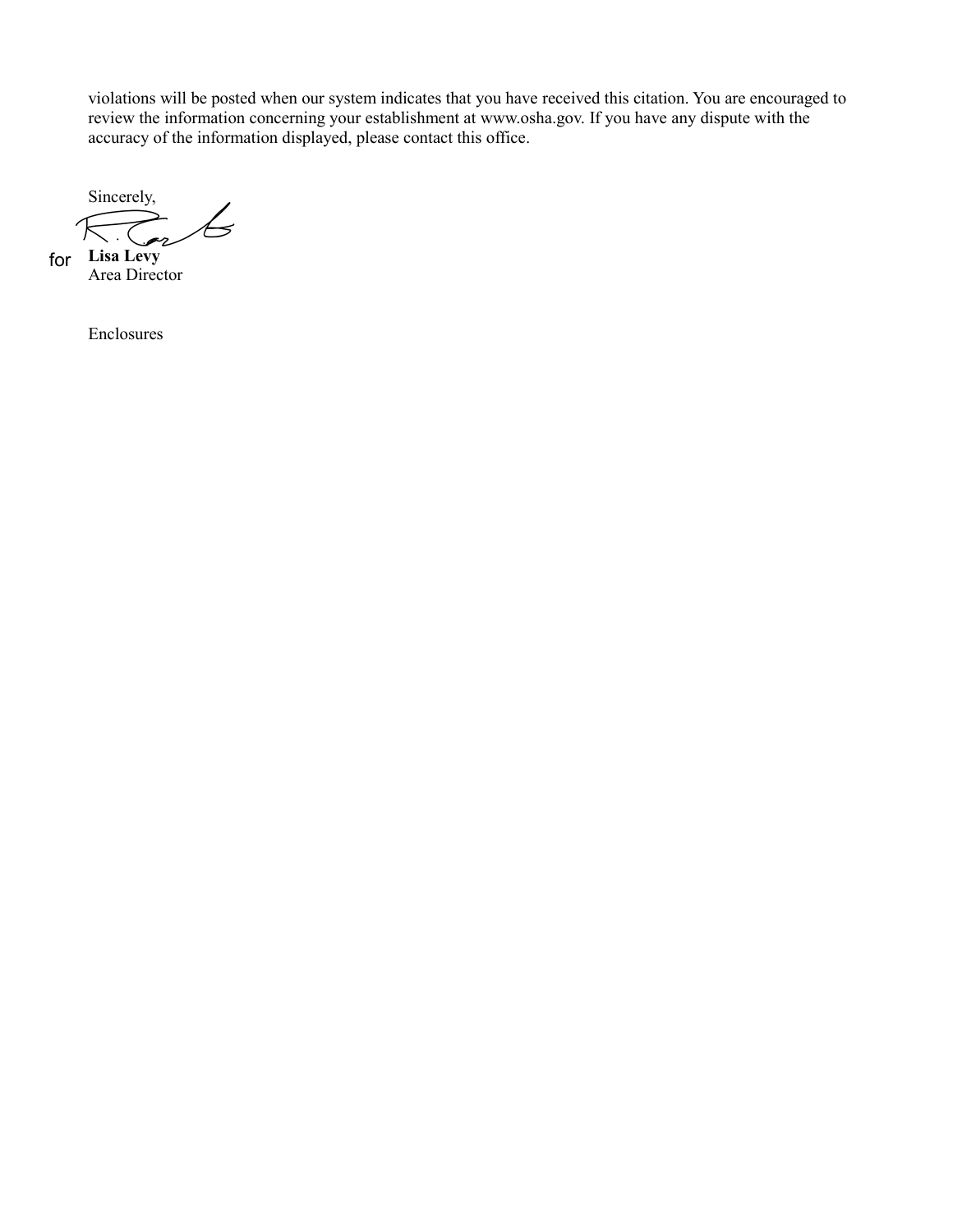violations will be posted when our system indicates that you have received this citation. You are encouraged to review the information concerning your establishment at www.osha.gov. If you have any dispute with the accuracy of the information displayed, please contact this office.

Sincerely,

for **Lisa Levy**
Area Director

Enclosures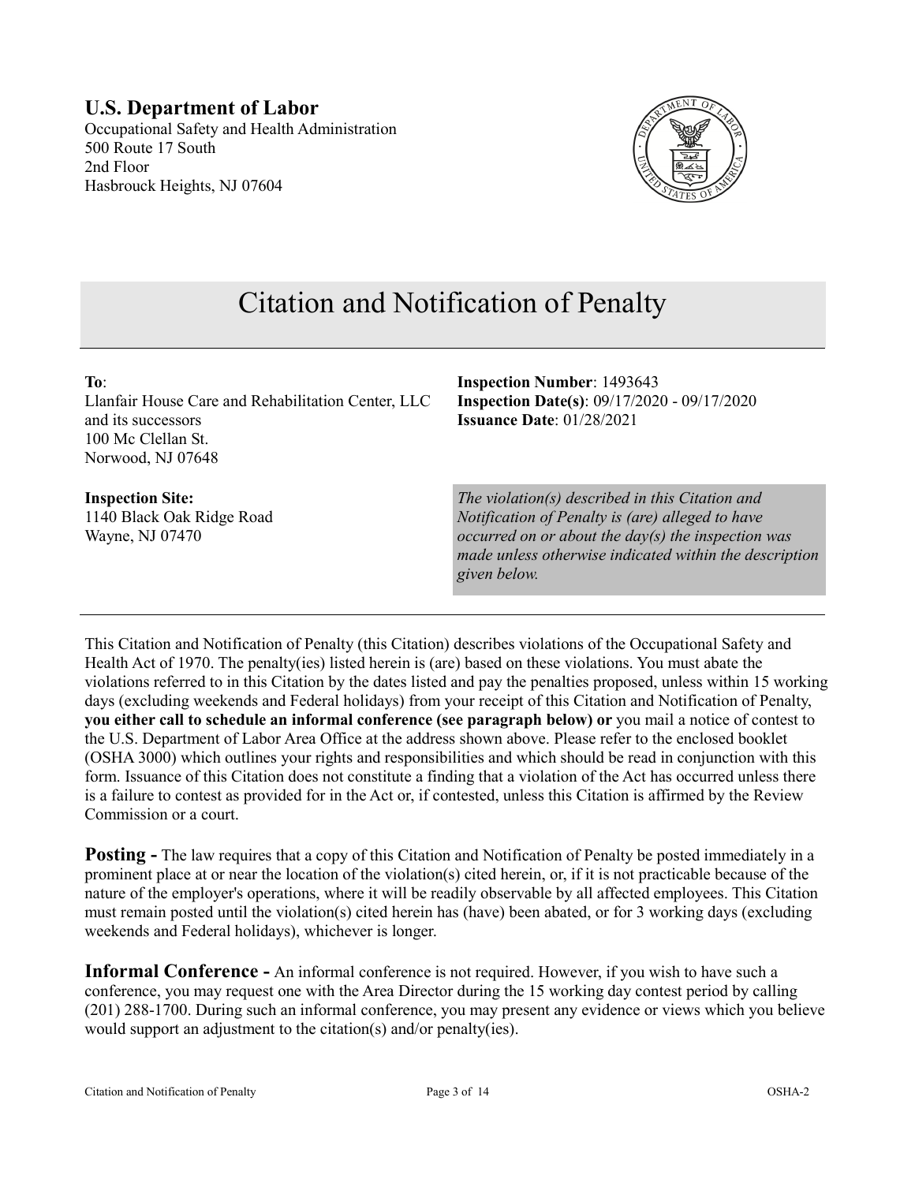**U.S. Department of Labor**
Occupational Safety and Health Administration
500 Route 17 South
2nd Floor
Hasbrouck Heights, NJ 07604

# Citation and Notification of Penalty

**To**:
Llanfair House Care and Rehabilitation Center, LLC and its successors
100 Mc Clellan St.
Norwood, NJ 07648

**Inspection Site:**
1140 Black Oak Ridge Road
Wayne, NJ 07470

**Inspection Number**: 1493643
**Inspection Date(s)**: 09/17/2020 - 09/17/2020
**Issuance Date**: 01/28/2021

*The violation(s) described in this Citation and Notification of Penalty is (are) alleged to have occurred on or about the day(s) the inspection was made unless otherwise indicated within the description given below.*

---

This Citation and Notification of Penalty (this Citation) describes violations of the Occupational Safety and Health Act of 1970. The penalty(ies) listed herein is (are) based on these violations. You must abate the violations referred to in this Citation by the dates listed and pay the penalties proposed, unless within 15 working days (excluding weekends and Federal holidays) from your receipt of this Citation and Notification of Penalty, **you either call to schedule an informal conference (see paragraph below) or** you mail a notice of contest to the U.S. Department of Labor Area Office at the address shown above. Please refer to the enclosed booklet (OSHA 3000) which outlines your rights and responsibilities and which should be read in conjunction with this form. Issuance of this Citation does not constitute a finding that a violation of the Act has occurred unless there is a failure to contest as provided for in the Act or, if contested, unless this Citation is affirmed by the Review Commission or a court.

**Posting -** The law requires that a copy of this Citation and Notification of Penalty be posted immediately in a prominent place at or near the location of the violation(s) cited herein, or, if it is not practicable because of the nature of the employer's operations, where it will be readily observable by all affected employees. This Citation must remain posted until the violation(s) cited herein has (have) been abated, or for 3 working days (excluding weekends and Federal holidays), whichever is longer.

**Informal Conference -** An informal conference is not required. However, if you wish to have such a conference, you may request one with the Area Director during the 15 working day contest period by calling (201) 288-1700. During such an informal conference, you may present any evidence or views which you believe would support an adjustment to the citation(s) and/or penalty(ies).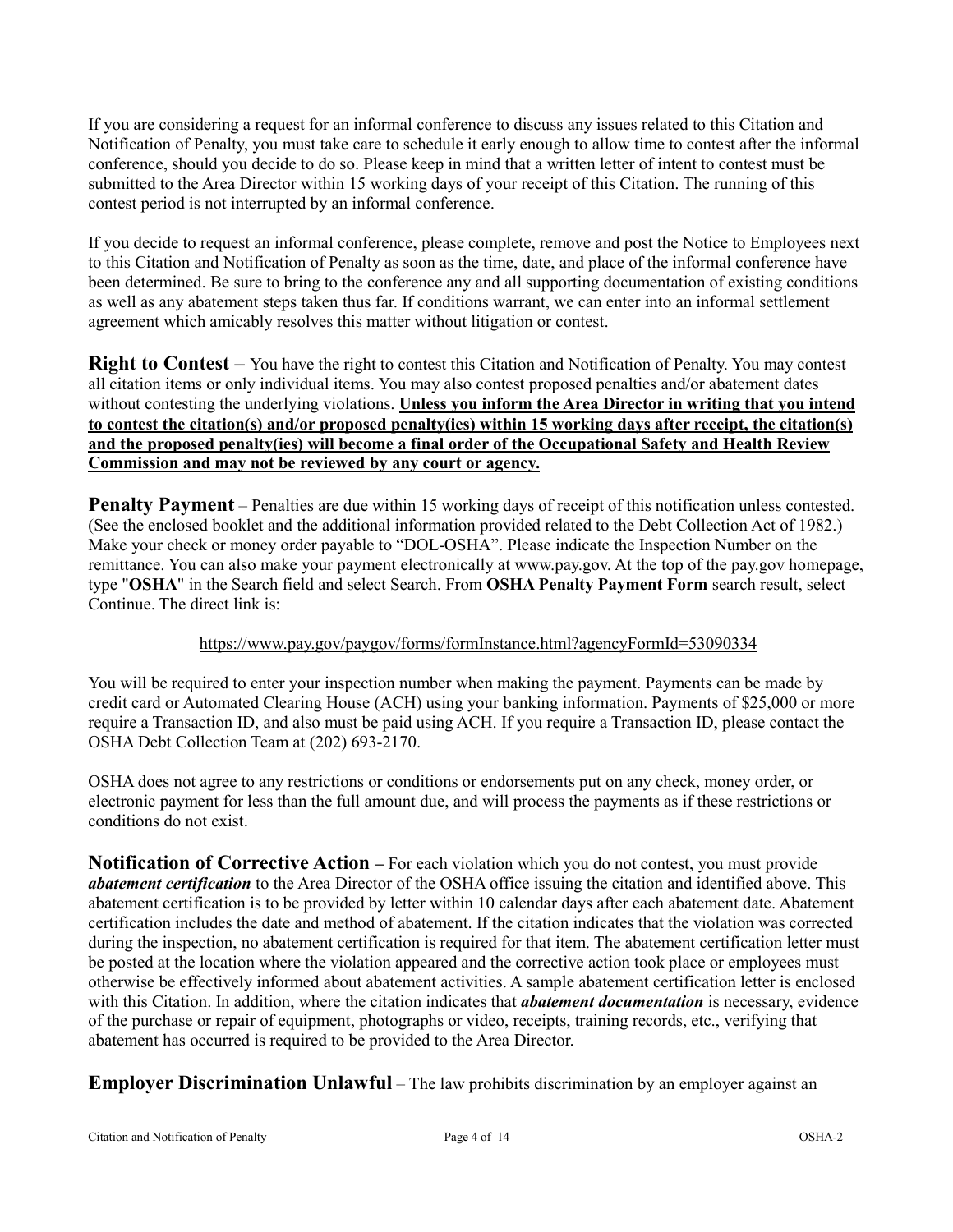If you are considering a request for an informal conference to discuss any issues related to this Citation and Notification of Penalty, you must take care to schedule it early enough to allow time to contest after the informal conference, should you decide to do so. Please keep in mind that a written letter of intent to contest must be submitted to the Area Director within 15 working days of your receipt of this Citation. The running of this contest period is not interrupted by an informal conference.

If you decide to request an informal conference, please complete, remove and post the Notice to Employees next to this Citation and Notification of Penalty as soon as the time, date, and place of the informal conference have been determined. Be sure to bring to the conference any and all supporting documentation of existing conditions as well as any abatement steps taken thus far. If conditions warrant, we can enter into an informal settlement agreement which amicably resolves this matter without litigation or contest.

**Right to Contest –** You have the right to contest this Citation and Notification of Penalty. You may contest all citation items or only individual items. You may also contest proposed penalties and/or abatement dates without contesting the underlying violations. **Unless you inform the Area Director in writing that you intend to contest the citation(s) and/or proposed penalty(ies) within 15 working days after receipt, the citation(s) and the proposed penalty(ies) will become a final order of the Occupational Safety and Health Review Commission and may not be reviewed by any court or agency.**

**Penalty Payment** – Penalties are due within 15 working days of receipt of this notification unless contested. (See the enclosed booklet and the additional information provided related to the Debt Collection Act of 1982.) Make your check or money order payable to "DOL-OSHA". Please indicate the Inspection Number on the remittance. You can also make your payment electronically at www.pay.gov. At the top of the pay.gov homepage, type "**OSHA**" in the Search field and select Search. From **OSHA Penalty Payment Form** search result, select Continue. The direct link is:

https://www.pay.gov/paygov/forms/formInstance.html?agencyFormId=53090334

You will be required to enter your inspection number when making the payment. Payments can be made by credit card or Automated Clearing House (ACH) using your banking information. Payments of $25,000 or more require a Transaction ID, and also must be paid using ACH. If you require a Transaction ID, please contact the OSHA Debt Collection Team at (202) 693-2170.

OSHA does not agree to any restrictions or conditions or endorsements put on any check, money order, or electronic payment for less than the full amount due, and will process the payments as if these restrictions or conditions do not exist.

**Notification of Corrective Action –** For each violation which you do not contest, you must provide ***abatement certification*** to the Area Director of the OSHA office issuing the citation and identified above. This abatement certification is to be provided by letter within 10 calendar days after each abatement date. Abatement certification includes the date and method of abatement. If the citation indicates that the violation was corrected during the inspection, no abatement certification is required for that item. The abatement certification letter must be posted at the location where the violation appeared and the corrective action took place or employees must otherwise be effectively informed about abatement activities. A sample abatement certification letter is enclosed with this Citation. In addition, where the citation indicates that ***abatement documentation*** is necessary, evidence of the purchase or repair of equipment, photographs or video, receipts, training records, etc., verifying that abatement has occurred is required to be provided to the Area Director.

**Employer Discrimination Unlawful** – The law prohibits discrimination by an employer against an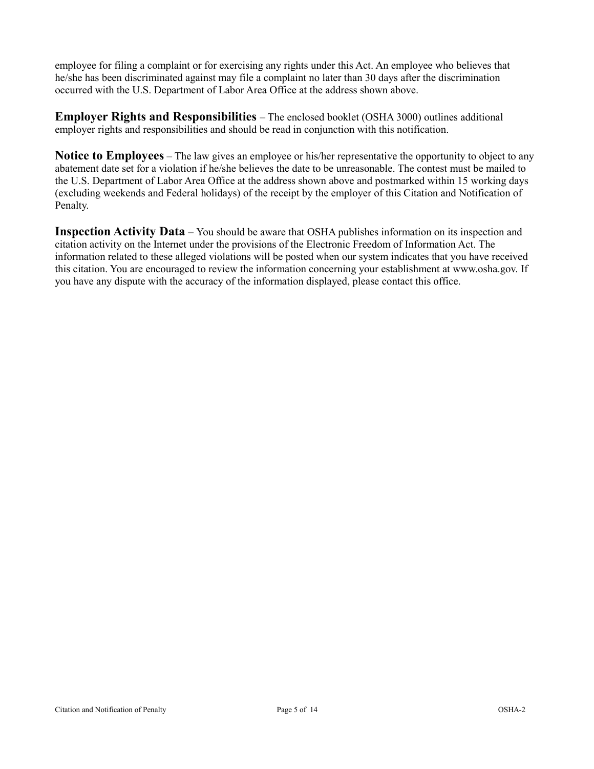employee for filing a complaint or for exercising any rights under this Act. An employee who believes that he/she has been discriminated against may file a complaint no later than 30 days after the discrimination occurred with the U.S. Department of Labor Area Office at the address shown above.

**Employer Rights and Responsibilities** – The enclosed booklet (OSHA 3000) outlines additional employer rights and responsibilities and should be read in conjunction with this notification.

**Notice to Employees** – The law gives an employee or his/her representative the opportunity to object to any abatement date set for a violation if he/she believes the date to be unreasonable. The contest must be mailed to the U.S. Department of Labor Area Office at the address shown above and postmarked within 15 working days (excluding weekends and Federal holidays) of the receipt by the employer of this Citation and Notification of Penalty.

**Inspection Activity Data –** You should be aware that OSHA publishes information on its inspection and citation activity on the Internet under the provisions of the Electronic Freedom of Information Act. The information related to these alleged violations will be posted when our system indicates that you have received this citation. You are encouraged to review the information concerning your establishment at www.osha.gov. If you have any dispute with the accuracy of the information displayed, please contact this office.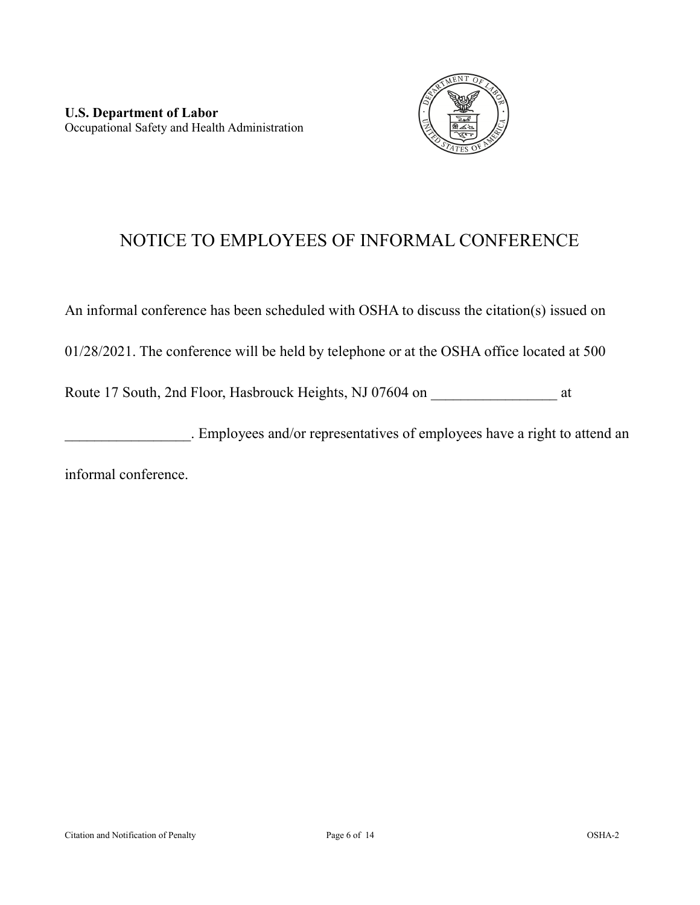**U.S. Department of Labor**
Occupational Safety and Health Administration

# NOTICE TO EMPLOYEES OF INFORMAL CONFERENCE

An informal conference has been scheduled with OSHA to discuss the citation(s) issued on 01/28/2021. The conference will be held by telephone or at the OSHA office located at 500 Route 17 South, 2nd Floor, Hasbrouck Heights, NJ 07604 on _________________ at _________________. Employees and/or representatives of employees have a right to attend an informal conference.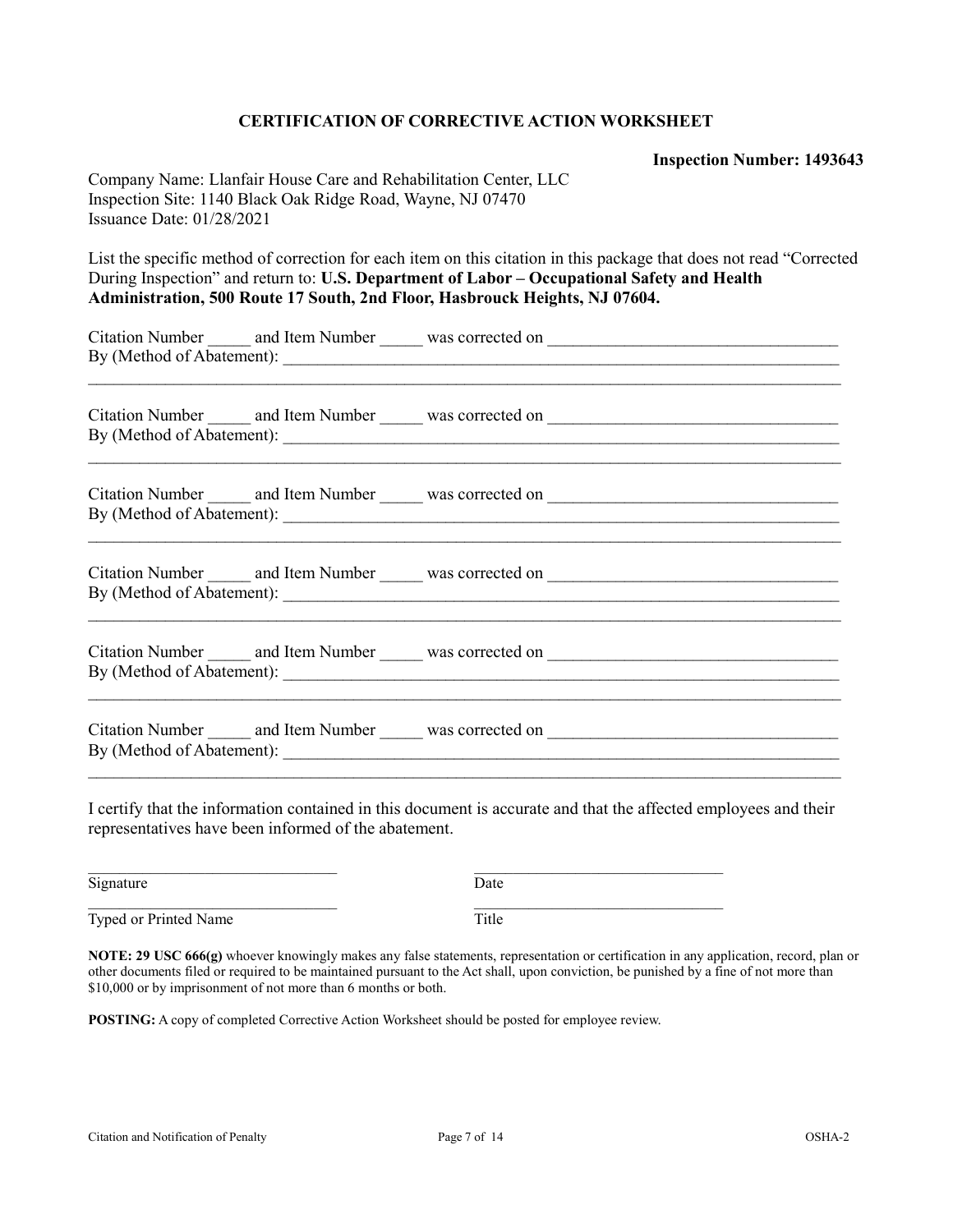**CERTIFICATION OF CORRECTIVE ACTION WORKSHEET**

**Inspection Number: 1493643**

Company Name: Llanfair House Care and Rehabilitation Center, LLC
Inspection Site: 1140 Black Oak Ridge Road, Wayne, NJ 07470
Issuance Date: 01/28/2021

List the specific method of correction for each item on this citation in this package that does not read "Corrected During Inspection" and return to: **U.S. Department of Labor – Occupational Safety and Health Administration, 500 Route 17 South, 2nd Floor, Hasbrouck Heights, NJ 07604.**

Citation Number _____ and Item Number _____ was corrected on _________________________________
By (Method of Abatement): ___________________________________________________________________
_____________________________________________________________________________________

Citation Number _____ and Item Number _____ was corrected on _________________________________
By (Method of Abatement): ___________________________________________________________________
_____________________________________________________________________________________

Citation Number _____ and Item Number _____ was corrected on _________________________________
By (Method of Abatement): ___________________________________________________________________
_____________________________________________________________________________________

Citation Number _____ and Item Number _____ was corrected on _________________________________
By (Method of Abatement): ___________________________________________________________________
_____________________________________________________________________________________

Citation Number _____ and Item Number _____ was corrected on _________________________________
By (Method of Abatement): ___________________________________________________________________
_____________________________________________________________________________________

Citation Number _____ and Item Number _____ was corrected on _________________________________
By (Method of Abatement): ___________________________________________________________________
_____________________________________________________________________________________

I certify that the information contained in this document is accurate and that the affected employees and their representatives have been informed of the abatement.

_______________________________ _______________________________
Signature Date

_______________________________ _______________________________
Typed or Printed Name Title

**NOTE: 29 USC 666(g)** whoever knowingly makes any false statements, representation or certification in any application, record, plan or other documents filed or required to be maintained pursuant to the Act shall, upon conviction, be punished by a fine of not more than $10,000 or by imprisonment of not more than 6 months or both.

**POSTING:** A copy of completed Corrective Action Worksheet should be posted for employee review.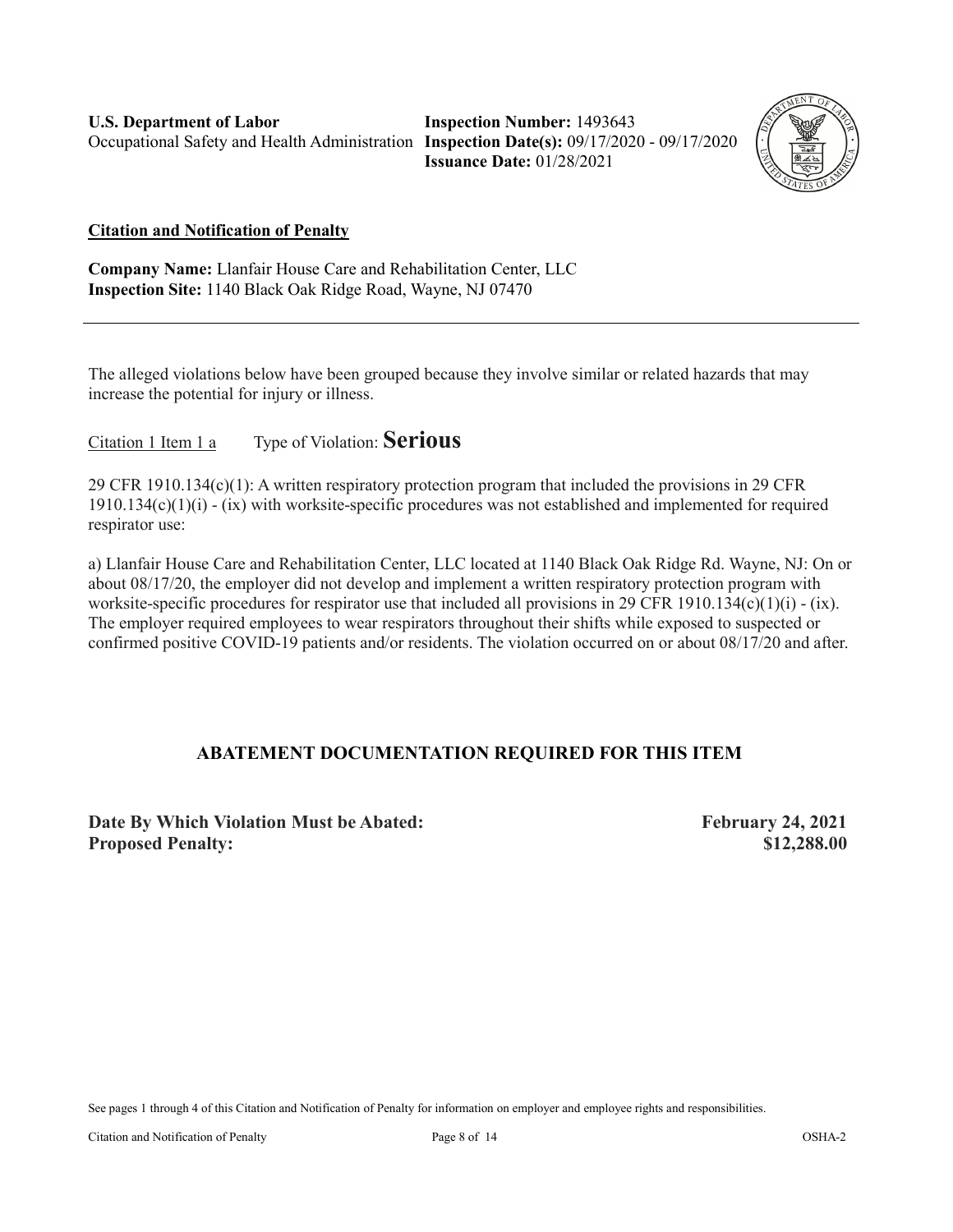**U.S. Department of Labor**
Occupational Safety and Health Administration

**Inspection Number:** 1493643
**Inspection Date(s):** 09/17/2020 - 09/17/2020
**Issuance Date:** 01/28/2021

**Citation and Notification of Penalty**

**Company Name:** Llanfair House Care and Rehabilitation Center, LLC
**Inspection Site:** 1140 Black Oak Ridge Road, Wayne, NJ 07470

---

The alleged violations below have been grouped because they involve similar or related hazards that may increase the potential for injury or illness.

Citation 1 Item 1 a     Type of Violation: **Serious**

29 CFR 1910.134(c)(1): A written respiratory protection program that included the provisions in 29 CFR 1910.134(c)(1)(i) - (ix) with worksite-specific procedures was not established and implemented for required respirator use:

a) Llanfair House Care and Rehabilitation Center, LLC located at 1140 Black Oak Ridge Rd. Wayne, NJ: On or about 08/17/20, the employer did not develop and implement a written respiratory protection program with worksite-specific procedures for respirator use that included all provisions in 29 CFR 1910.134(c)(1)(i) - (ix). The employer required employees to wear respirators throughout their shifts while exposed to suspected or confirmed positive COVID-19 patients and/or residents. The violation occurred on or about 08/17/20 and after.

**ABATEMENT DOCUMENTATION REQUIRED FOR THIS ITEM**

**Date By Which Violation Must be Abated:** **February 24, 2021**
**Proposed Penalty:** **$12,288.00**

See pages 1 through 4 of this Citation and Notification of Penalty for information on employer and employee rights and responsibilities.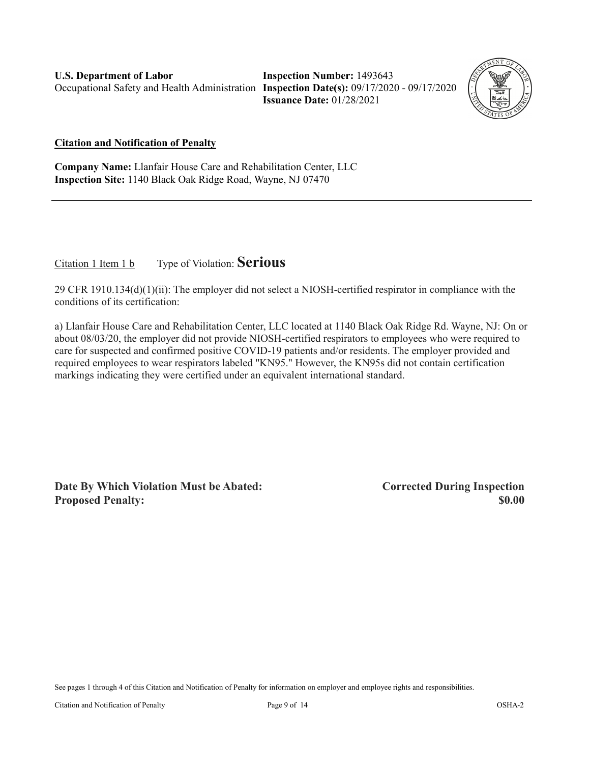**U.S. Department of Labor**
Occupational Safety and Health Administration

**Inspection Number:** 1493643
**Inspection Date(s):** 09/17/2020 - 09/17/2020
**Issuance Date:** 01/28/2021

## Citation and Notification of Penalty

**Company Name:** Llanfair House Care and Rehabilitation Center, LLC
**Inspection Site:** 1140 Black Oak Ridge Road, Wayne, NJ 07470

---

Citation 1 Item 1 b    Type of Violation: **Serious**

29 CFR 1910.134(d)(1)(ii): The employer did not select a NIOSH-certified respirator in compliance with the conditions of its certification:

a) Llanfair House Care and Rehabilitation Center, LLC located at 1140 Black Oak Ridge Rd. Wayne, NJ: On or about 08/03/20, the employer did not provide NIOSH-certified respirators to employees who were required to care for suspected and confirmed positive COVID-19 patients and/or residents. The employer provided and required employees to wear respirators labeled "KN95." However, the KN95s did not contain certification markings indicating they were certified under an equivalent international standard.

**Date By Which Violation Must be Abated:** **Corrected During Inspection**
**Proposed Penalty:** **$0.00**

See pages 1 through 4 of this Citation and Notification of Penalty for information on employer and employee rights and responsibilities.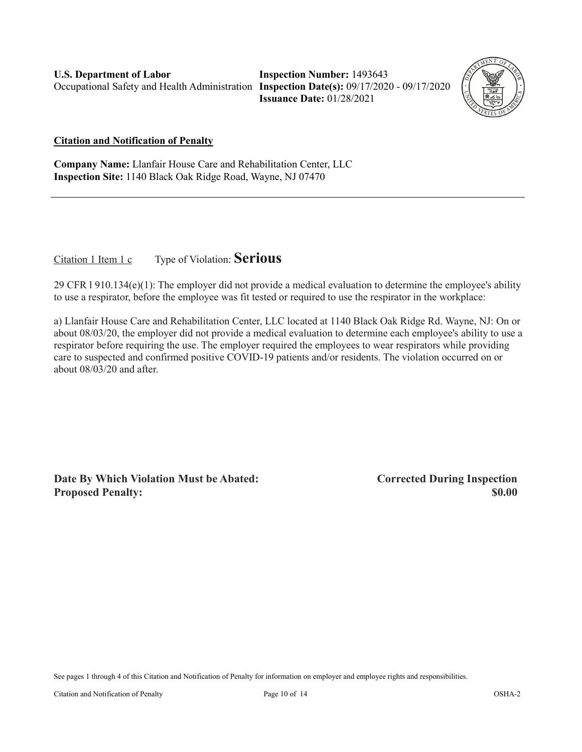**U.S. Department of Labor**
Occupational Safety and Health Administration

**Inspection Number:** 1493643
**Inspection Date(s):** 09/17/2020 - 09/17/2020
**Issuance Date:** 01/28/2021

**Citation and Notification of Penalty**

**Company Name:** Llanfair House Care and Rehabilitation Center, LLC
**Inspection Site:** 1140 Black Oak Ridge Road, Wayne, NJ 07470

---

Citation 1 Item 1 c Type of Violation: **Serious**

29 CFR l 910.134(e)(1): The employer did not provide a medical evaluation to determine the employee's ability to use a respirator, before the employee was fit tested or required to use the respirator in the workplace:

a) Llanfair House Care and Rehabilitation Center, LLC located at 1140 Black Oak Ridge Rd. Wayne, NJ: On or about 08/03/20, the employer did not provide a medical evaluation to determine each employee's ability to use a respirator before requiring the use. The employer required the employees to wear respirators while providing care to suspected and confirmed positive COVID-19 patients and/or residents. The violation occurred on or about 08/03/20 and after.

**Date By Which Violation Must be Abated:** **Corrected During Inspection**
**Proposed Penalty:** **$0.00**

See pages 1 through 4 of this Citation and Notification of Penalty for information on employer and employee rights and responsibilities.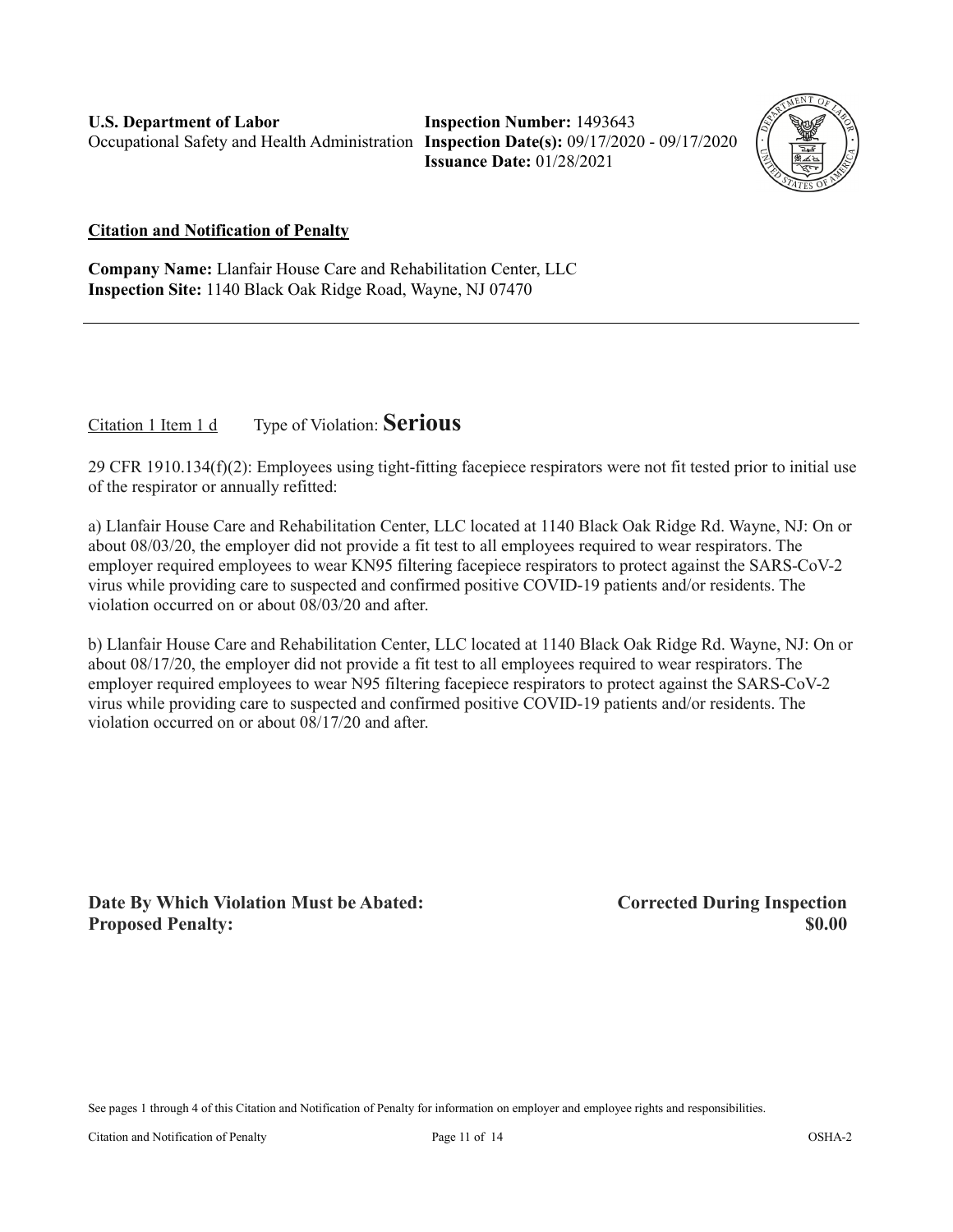**U.S. Department of Labor**
Occupational Safety and Health Administration

**Inspection Number:** 1493643
**Inspection Date(s):** 09/17/2020 - 09/17/2020
**Issuance Date:** 01/28/2021

**Citation and Notification of Penalty**

**Company Name:** Llanfair House Care and Rehabilitation Center, LLC
**Inspection Site:** 1140 Black Oak Ridge Road, Wayne, NJ 07470

---

Citation 1 Item 1 d Type of Violation: **Serious**

29 CFR 1910.134(f)(2): Employees using tight-fitting facepiece respirators were not fit tested prior to initial use of the respirator or annually refitted:

a) Llanfair House Care and Rehabilitation Center, LLC located at 1140 Black Oak Ridge Rd. Wayne, NJ: On or about 08/03/20, the employer did not provide a fit test to all employees required to wear respirators. The employer required employees to wear KN95 filtering facepiece respirators to protect against the SARS-CoV-2 virus while providing care to suspected and confirmed positive COVID-19 patients and/or residents. The violation occurred on or about 08/03/20 and after.

b) Llanfair House Care and Rehabilitation Center, LLC located at 1140 Black Oak Ridge Rd. Wayne, NJ: On or about 08/17/20, the employer did not provide a fit test to all employees required to wear respirators. The employer required employees to wear N95 filtering facepiece respirators to protect against the SARS-CoV-2 virus while providing care to suspected and confirmed positive COVID-19 patients and/or residents. The violation occurred on or about 08/17/20 and after.

**Date By Which Violation Must be Abated:** **Corrected During Inspection**
**Proposed Penalty:** **$0.00**

See pages 1 through 4 of this Citation and Notification of Penalty for information on employer and employee rights and responsibilities.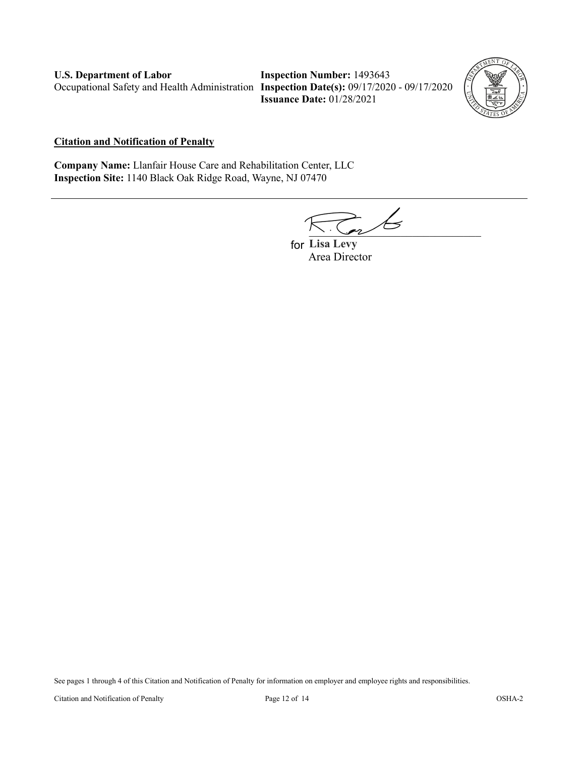**U.S. Department of Labor**
Occupational Safety and Health Administration

**Inspection Number:** 1493643
**Inspection Date(s):** 09/17/2020 - 09/17/2020
**Issuance Date:** 01/28/2021

## Citation and Notification of Penalty

**Company Name:** Llanfair House Care and Rehabilitation Center, LLC
**Inspection Site:** 1140 Black Oak Ridge Road, Wayne, NJ 07470

---

for **Lisa Levy**
Area Director

See pages 1 through 4 of this Citation and Notification of Penalty for information on employer and employee rights and responsibilities.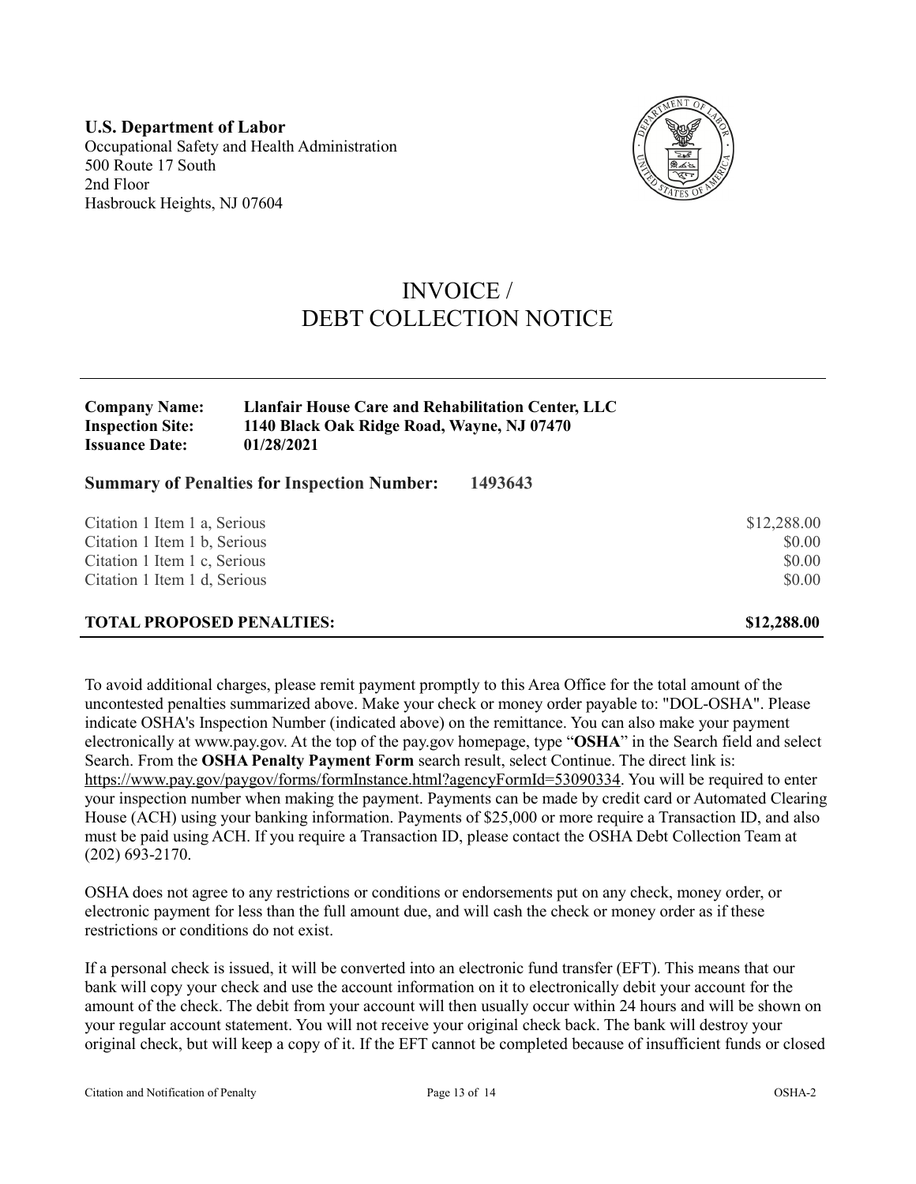**U.S. Department of Labor**
Occupational Safety and Health Administration
500 Route 17 South
2nd Floor
Hasbrouck Heights, NJ 07604

# INVOICE / DEBT COLLECTION NOTICE

**Company Name:** **Llanfair House Care and Rehabilitation Center, LLC**
**Inspection Site:** **1140 Black Oak Ridge Road, Wayne, NJ 07470**
**Issuance Date:** **01/28/2021**

**Summary of Penalties for Inspection Number: 1493643**

| | |
|---|---:|
| Citation 1 Item 1 a, Serious | $12,288.00 |
| Citation 1 Item 1 b, Serious | $0.00 |
| Citation 1 Item 1 c, Serious | $0.00 |
| Citation 1 Item 1 d, Serious | $0.00 |
| **TOTAL PROPOSED PENALTIES:** | **$12,288.00** |

To avoid additional charges, please remit payment promptly to this Area Office for the total amount of the uncontested penalties summarized above. Make your check or money order payable to: "DOL-OSHA". Please indicate OSHA's Inspection Number (indicated above) on the remittance. You can also make your payment electronically at www.pay.gov. At the top of the pay.gov homepage, type "**OSHA**" in the Search field and select Search. From the **OSHA Penalty Payment Form** search result, select Continue. The direct link is: https://www.pay.gov/paygov/forms/formInstance.html?agencyFormId=53090334. You will be required to enter your inspection number when making the payment. Payments can be made by credit card or Automated Clearing House (ACH) using your banking information. Payments of $25,000 or more require a Transaction ID, and also must be paid using ACH. If you require a Transaction ID, please contact the OSHA Debt Collection Team at (202) 693-2170.

OSHA does not agree to any restrictions or conditions or endorsements put on any check, money order, or electronic payment for less than the full amount due, and will cash the check or money order as if these restrictions or conditions do not exist.

If a personal check is issued, it will be converted into an electronic fund transfer (EFT). This means that our bank will copy your check and use the account information on it to electronically debit your account for the amount of the check. The debit from your account will then usually occur within 24 hours and will be shown on your regular account statement. You will not receive your original check back. The bank will destroy your original check, but will keep a copy of it. If the EFT cannot be completed because of insufficient funds or closed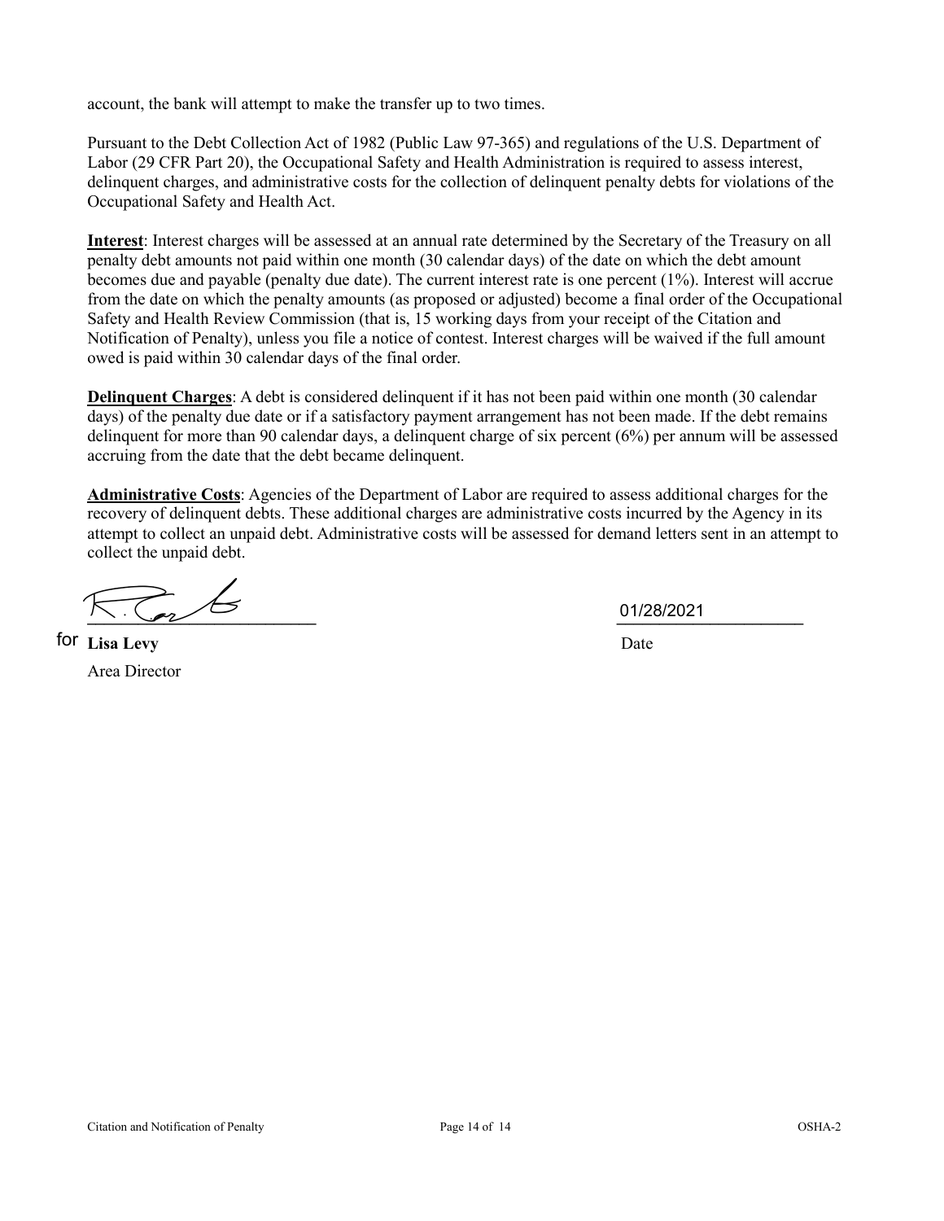account, the bank will attempt to make the transfer up to two times.

Pursuant to the Debt Collection Act of 1982 (Public Law 97-365) and regulations of the U.S. Department of Labor (29 CFR Part 20), the Occupational Safety and Health Administration is required to assess interest, delinquent charges, and administrative costs for the collection of delinquent penalty debts for violations of the Occupational Safety and Health Act.

**Interest**: Interest charges will be assessed at an annual rate determined by the Secretary of the Treasury on all penalty debt amounts not paid within one month (30 calendar days) of the date on which the debt amount becomes due and payable (penalty due date). The current interest rate is one percent (1%). Interest will accrue from the date on which the penalty amounts (as proposed or adjusted) become a final order of the Occupational Safety and Health Review Commission (that is, 15 working days from your receipt of the Citation and Notification of Penalty), unless you file a notice of contest. Interest charges will be waived if the full amount owed is paid within 30 calendar days of the final order.

**Delinquent Charges**: A debt is considered delinquent if it has not been paid within one month (30 calendar days) of the penalty due date or if a satisfactory payment arrangement has not been made. If the debt remains delinquent for more than 90 calendar days, a delinquent charge of six percent (6%) per annum will be assessed accruing from the date that the debt became delinquent.

**Administrative Costs**: Agencies of the Department of Labor are required to assess additional charges for the recovery of delinquent debts. These additional charges are administrative costs incurred by the Agency in its attempt to collect an unpaid debt. Administrative costs will be assessed for demand letters sent in an attempt to collect the unpaid debt.

_______________________ 01/28/2021

for **Lisa Levy** Date

Area Director